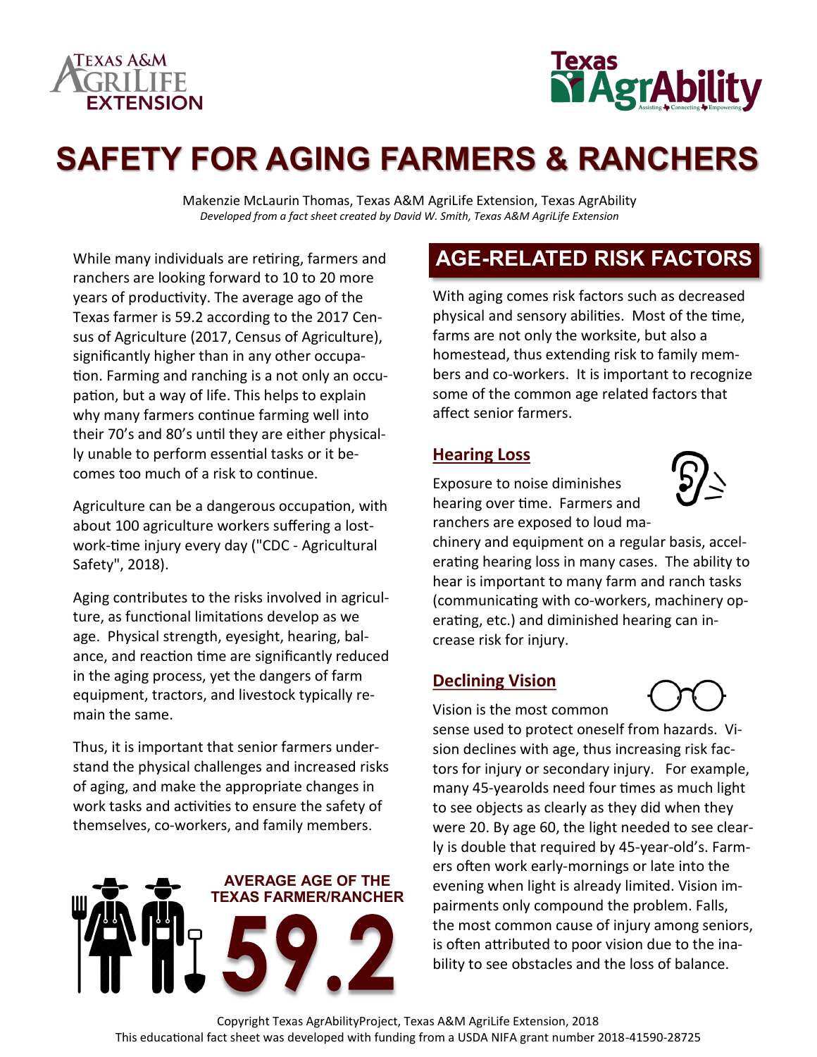# SAFETY FOR AGING FARMERS & RANCHERS

Makenzie McLaurin Thomas, Texas A&M AgriLife Extension, Texas AgrAbility
*Developed from a fact sheet created by David W. Smith, Texas A&M AgriLife Extension*

While many individuals are retiring, farmers and ranchers are looking forward to 10 to 20 more years of productivity. The average ago of the Texas farmer is 59.2 according to the 2017 Census of Agriculture (2017, Census of Agriculture), significantly higher than in any other occupation. Farming and ranching is a not only an occupation, but a way of life. This helps to explain why many farmers continue farming well into their 70's and 80's until they are either physically unable to perform essential tasks or it becomes too much of a risk to continue.

Agriculture can be a dangerous occupation, with about 100 agriculture workers suffering a lost-work-time injury every day ("CDC - Agricultural Safety", 2018).

Aging contributes to the risks involved in agriculture, as functional limitations develop as we age. Physical strength, eyesight, hearing, balance, and reaction time are significantly reduced in the aging process, yet the dangers of farm equipment, tractors, and livestock typically remain the same.

Thus, it is important that senior farmers understand the physical challenges and increased risks of aging, and make the appropriate changes in work tasks and activities to ensure the safety of themselves, co-workers, and family members.

**AVERAGE AGE OF THE TEXAS FARMER/RANCHER**

**59.2**

## AGE-RELATED RISK FACTORS

With aging comes risk factors such as decreased physical and sensory abilities. Most of the time, farms are not only the worksite, but also a homestead, thus extending risk to family members and co-workers. It is important to recognize some of the common age related factors that affect senior farmers.

### Hearing Loss

Exposure to noise diminishes hearing over time. Farmers and ranchers are exposed to loud machinery and equipment on a regular basis, accelerating hearing loss in many cases. The ability to hear is important to many farm and ranch tasks (communicating with co-workers, machinery operating, etc.) and diminished hearing can increase risk for injury.

### Declining Vision

Vision is the most common sense used to protect oneself from hazards. Vision declines with age, thus increasing risk factors for injury or secondary injury. For example, many 45-yearolds need four times as much light to see objects as clearly as they did when they were 20. By age 60, the light needed to see clearly is double that required by 45-year-old's. Farmers often work early-mornings or late into the evening when light is already limited. Vision impairments only compound the problem. Falls, the most common cause of injury among seniors, is often attributed to poor vision due to the inability to see obstacles and the loss of balance.

Copyright Texas AgrAbilityProject, Texas A&M AgriLife Extension, 2018
This educational fact sheet was developed with funding from a USDA NIFA grant number 2018-41590-28725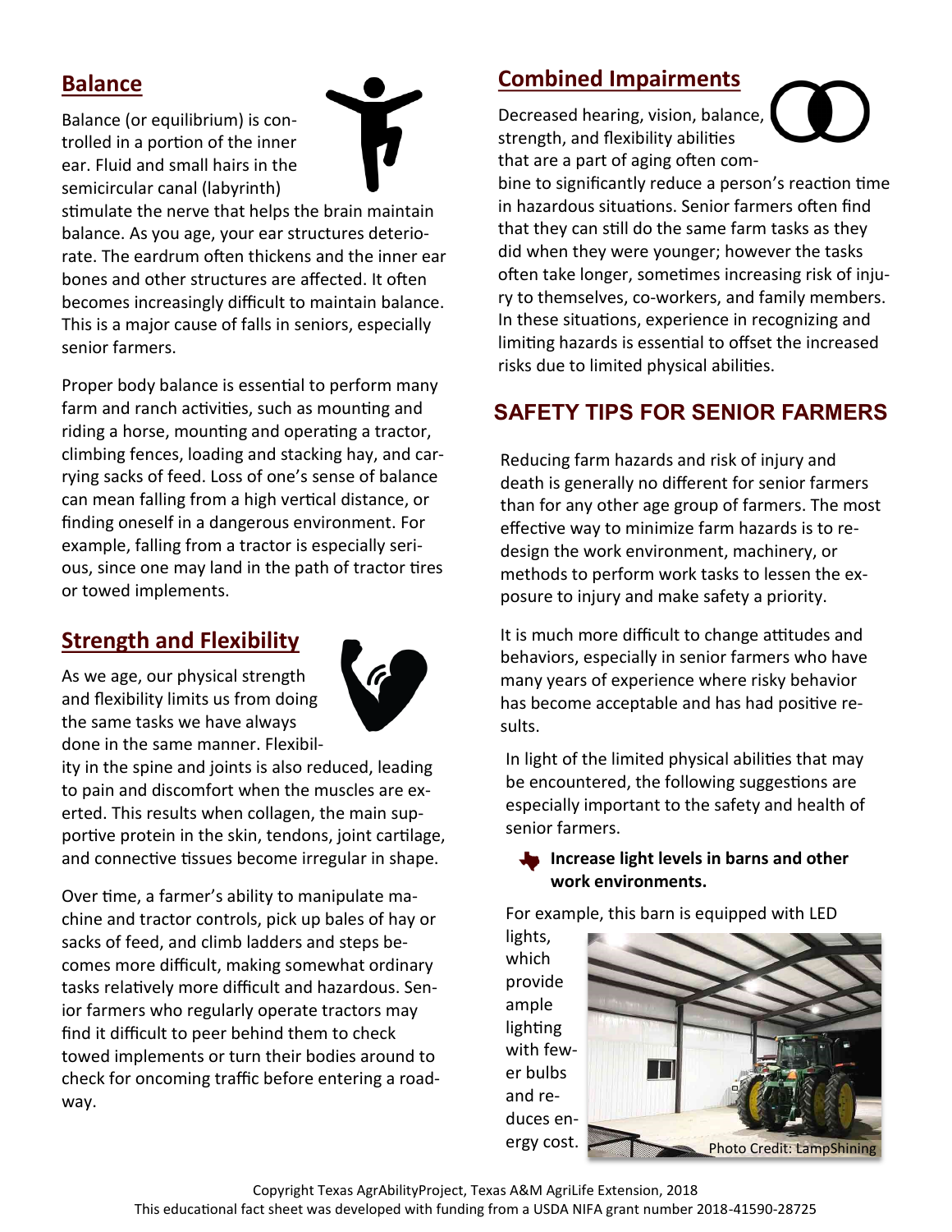## Balance

Balance (or equilibrium) is controlled in a portion of the inner ear. Fluid and small hairs in the semicircular canal (labyrinth) stimulate the nerve that helps the brain maintain balance. As you age, your ear structures deteriorate. The eardrum often thickens and the inner ear bones and other structures are affected. It often becomes increasingly difficult to maintain balance. This is a major cause of falls in seniors, especially senior farmers.

Proper body balance is essential to perform many farm and ranch activities, such as mounting and riding a horse, mounting and operating a tractor, climbing fences, loading and stacking hay, and carrying sacks of feed. Loss of one's sense of balance can mean falling from a high vertical distance, or finding oneself in a dangerous environment. For example, falling from a tractor is especially serious, since one may land in the path of tractor tires or towed implements.

## Strength and Flexibility

As we age, our physical strength and flexibility limits us from doing the same tasks we have always done in the same manner. Flexibility in the spine and joints is also reduced, leading to pain and discomfort when the muscles are exerted. This results when collagen, the main supportive protein in the skin, tendons, joint cartilage, and connective tissues become irregular in shape.

Over time, a farmer's ability to manipulate machine and tractor controls, pick up bales of hay or sacks of feed, and climb ladders and steps becomes more difficult, making somewhat ordinary tasks relatively more difficult and hazardous. Senior farmers who regularly operate tractors may find it difficult to peer behind them to check towed implements or turn their bodies around to check for oncoming traffic before entering a roadway.

## Combined Impairments

Decreased hearing, vision, balance, strength, and flexibility abilities that are a part of aging often combine to significantly reduce a person's reaction time in hazardous situations. Senior farmers often find that they can still do the same farm tasks as they did when they were younger; however the tasks often take longer, sometimes increasing risk of injury to themselves, co-workers, and family members. In these situations, experience in recognizing and limiting hazards is essential to offset the increased risks due to limited physical abilities.

## SAFETY TIPS FOR SENIOR FARMERS

Reducing farm hazards and risk of injury and death is generally no different for senior farmers than for any other age group of farmers. The most effective way to minimize farm hazards is to redesign the work environment, machinery, or methods to perform work tasks to lessen the exposure to injury and make safety a priority.

It is much more difficult to change attitudes and behaviors, especially in senior farmers who have many years of experience where risky behavior has become acceptable and has had positive results.

In light of the limited physical abilities that may be encountered, the following suggestions are especially important to the safety and health of senior farmers.

- **Increase light levels in barns and other work environments.**

For example, this barn is equipped with LED lights, which provide ample lighting with fewer bulbs and reduces energy cost.

Photo Credit: LampShining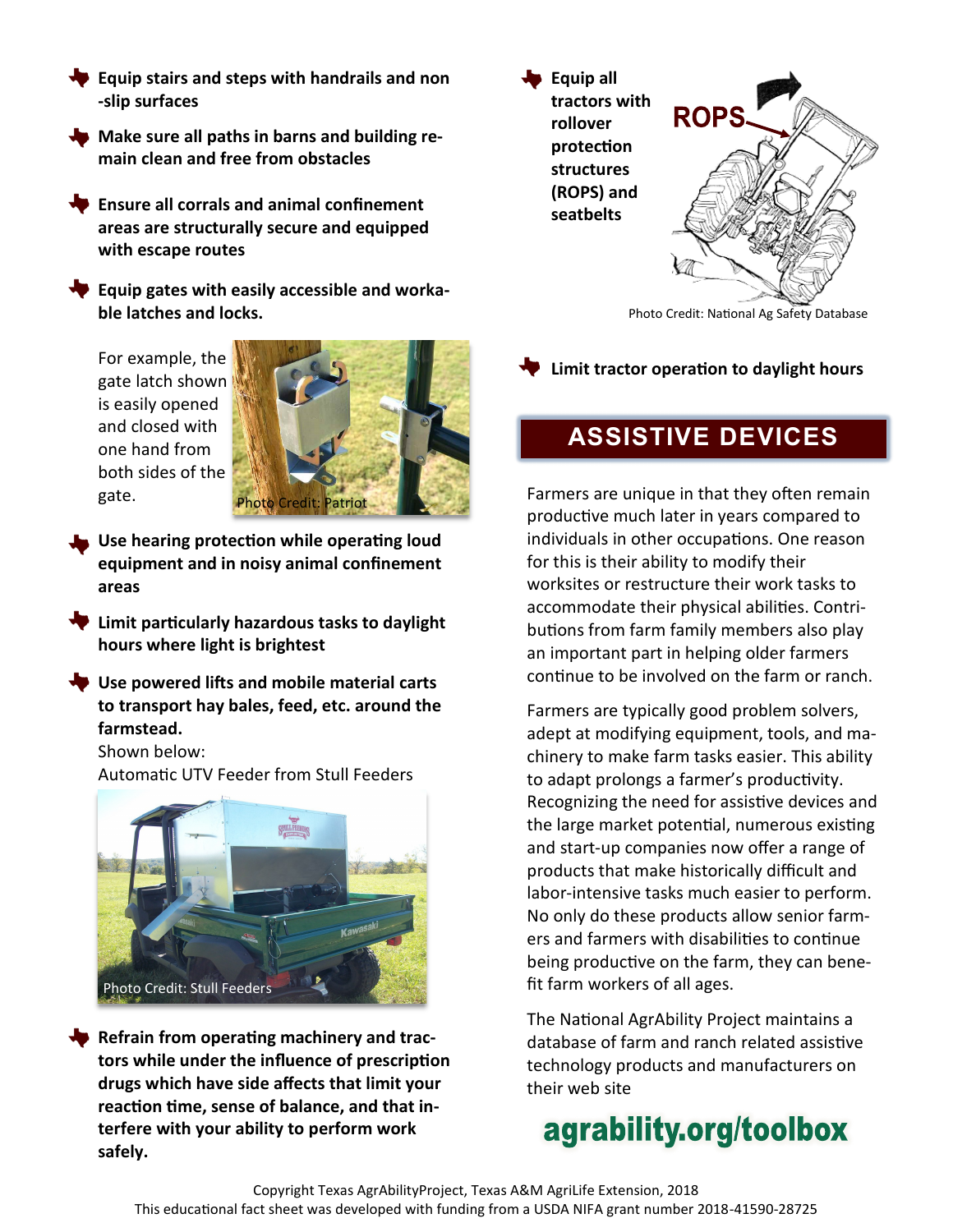- **Equip stairs and steps with handrails and non-slip surfaces**
- **Make sure all paths in barns and building remain clean and free from obstacles**
- **Ensure all corrals and animal confinement areas are structurally secure and equipped with escape routes**
- **Equip gates with easily accessible and workable latches and locks.**

For example, the gate latch shown is easily opened and closed with one hand from both sides of the gate.

Photo Credit: Patriot

- **Use hearing protection while operating loud equipment and in noisy animal confinement areas**
- **Limit particularly hazardous tasks to daylight hours where light is brightest**
- **Use powered lifts and mobile material carts to transport hay bales, feed, etc. around the farmstead.**

Shown below:
Automatic UTV Feeder from Stull Feeders

Photo Credit: Stull Feeders

- **Refrain from operating machinery and tractors while under the influence of prescription drugs which have side affects that limit your reaction time, sense of balance, and that interfere with your ability to perform work safely.**

- **Equip all tractors with rollover protection structures (ROPS) and seatbelts**

Photo Credit: National Ag Safety Database

- **Limit tractor operation to daylight hours**

## ASSISTIVE DEVICES

Farmers are unique in that they often remain productive much later in years compared to individuals in other occupations. One reason for this is their ability to modify their worksites or restructure their work tasks to accommodate their physical abilities. Contributions from farm family members also play an important part in helping older farmers continue to be involved on the farm or ranch.

Farmers are typically good problem solvers, adept at modifying equipment, tools, and machinery to make farm tasks easier. This ability to adapt prolongs a farmer's productivity. Recognizing the need for assistive devices and the large market potential, numerous existing and start-up companies now offer a range of products that make historically difficult and labor-intensive tasks much easier to perform. No only do these products allow senior farmers and farmers with disabilities to continue being productive on the farm, they can benefit farm workers of all ages.

The National AgrAbility Project maintains a database of farm and ranch related assistive technology products and manufacturers on their web site

**agrability.org/toolbox**

Copyright Texas AgrAbilityProject, Texas A&M AgriLife Extension, 2018
This educational fact sheet was developed with funding from a USDA NIFA grant number 2018-41590-28725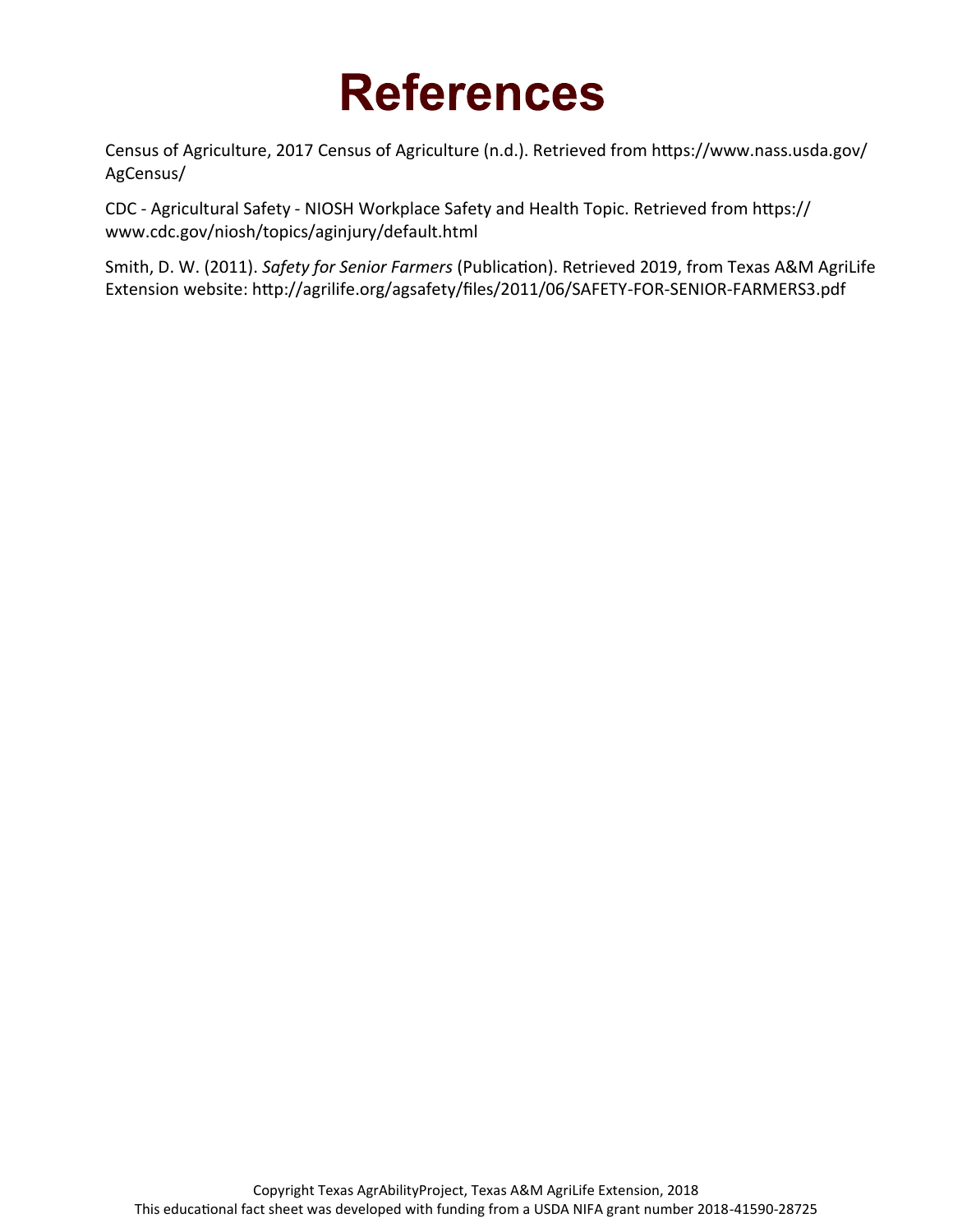# References

Census of Agriculture, 2017 Census of Agriculture (n.d.). Retrieved from https://www.nass.usda.gov/AgCensus/

CDC - Agricultural Safety - NIOSH Workplace Safety and Health Topic. Retrieved from https://www.cdc.gov/niosh/topics/aginjury/default.html

Smith, D. W. (2011). *Safety for Senior Farmers* (Publication). Retrieved 2019, from Texas A&M AgriLife Extension website: http://agrilife.org/agsafety/files/2011/06/SAFETY-FOR-SENIOR-FARMERS3.pdf

Copyright Texas AgrAbilityProject, Texas A&M AgriLife Extension, 2018
This educational fact sheet was developed with funding from a USDA NIFA grant number 2018-41590-28725